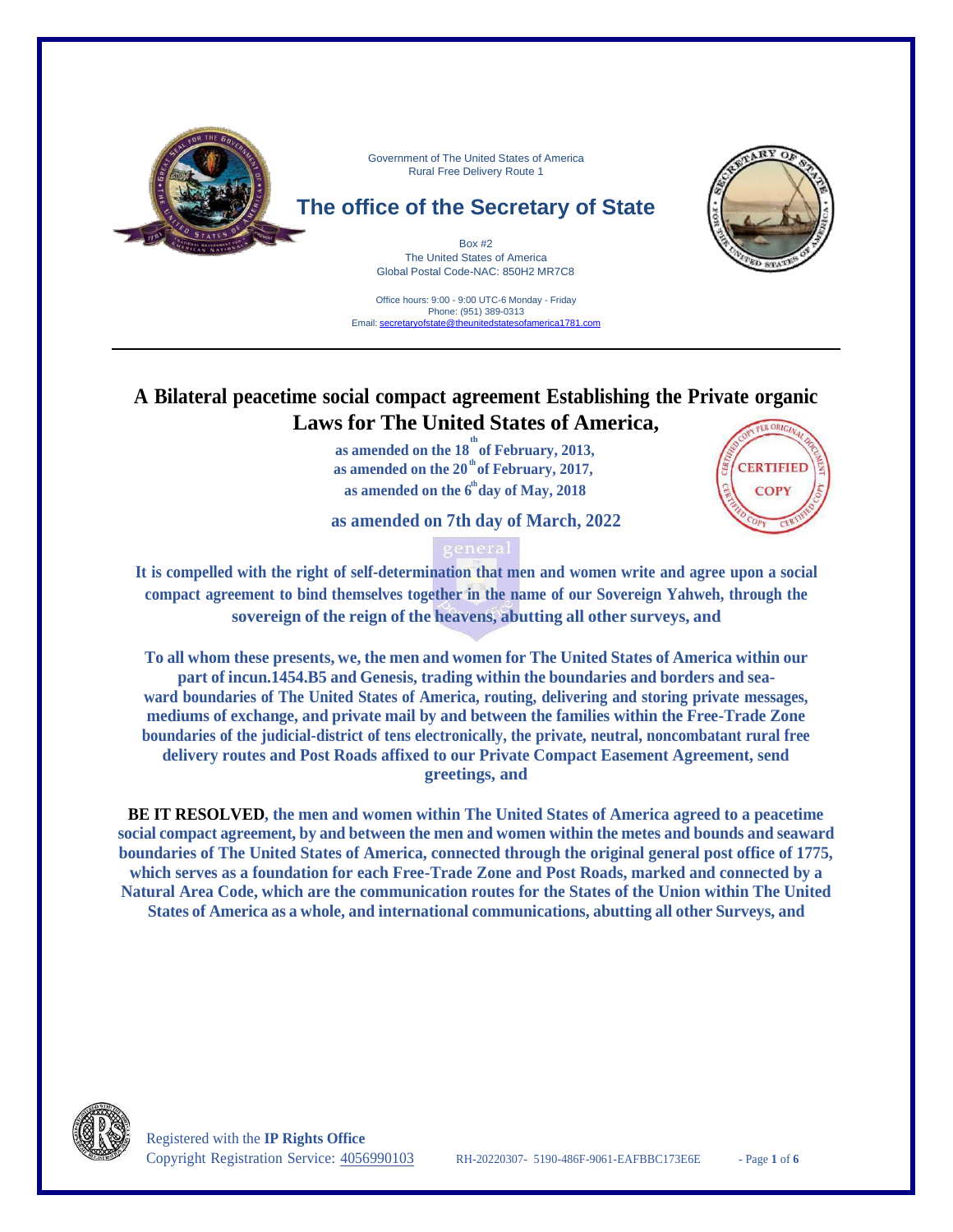Government of The United States of America
Rural Free Delivery Route 1

## The office of the Secretary of State

Box #2
The United States of America
Global Postal Code-NAC: 850H2 MR7C8

Office hours: 9:00 - 9:00 UTC-6 Monday - Friday
Phone: (951) 389-0313
Email: secretaryofstate@theunitedstatesofamerica1781.com

---

# A Bilateral peacetime social compact agreement Establishing the Private organic Laws for The United States of America,

**as amended on the 18th of February, 2013,**
**as amended on the 20th of February, 2017,**
**as amended on the 6th day of May, 2018**

**as amended on 7th day of March, 2022**

**It is compelled with the right of self-determination that men and women write and agree upon a social compact agreement to bind themselves together in the name of our Sovereign Yahweh, through the sovereign of the reign of the heavens, abutting all other surveys, and**

**To all whom these presents, we, the men and women for The United States of America within our part of incun.1454.B5 and Genesis, trading within the boundaries and borders and sea-ward boundaries of The United States of America, routing, delivering and storing private messages, mediums of exchange, and private mail by and between the families within the Free-Trade Zone boundaries of the judicial-district of tens electronically, the private, neutral, noncombatant rural free delivery routes and Post Roads affixed to our Private Compact Easement Agreement, send greetings, and**

**BE IT RESOLVED, the men and women within The United States of America agreed to a peacetime social compact agreement, by and between the men and women within the metes and bounds and seaward boundaries of The United States of America, connected through the original general post office of 1775, which serves as a foundation for each Free-Trade Zone and Post Roads, marked and connected by a Natural Area Code, which are the communication routes for the States of the Union within The United States of America as a whole, and international communications, abutting all other Surveys, and**

Registered with the **IP Rights Office**
Copyright Registration Service: 4056990103 RH-20220307- 5190-486F-9061-EAFBBC173E6E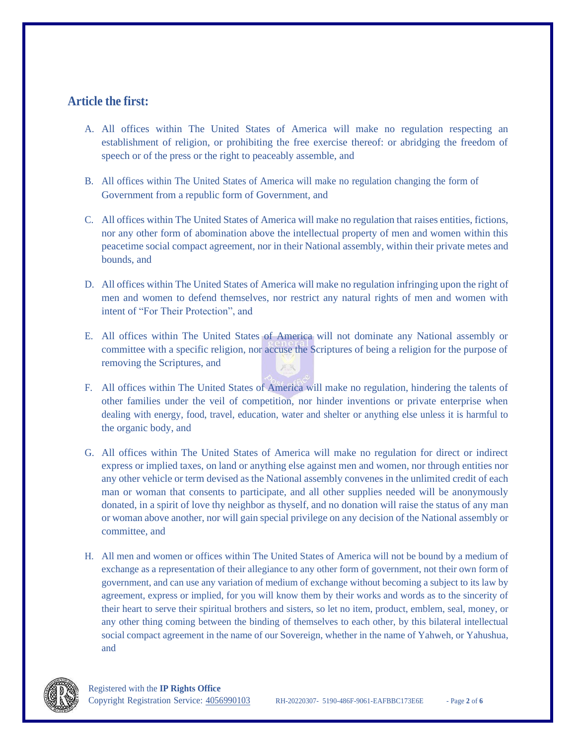## Article the first:

A. All offices within The United States of America will make no regulation respecting an establishment of religion, or prohibiting the free exercise thereof: or abridging the freedom of speech or of the press or the right to peaceably assemble, and

B. All offices within The United States of America will make no regulation changing the form of Government from a republic form of Government, and

C. All offices within The United States of America will make no regulation that raises entities, fictions, nor any other form of abomination above the intellectual property of men and women within this peacetime social compact agreement, nor in their National assembly, within their private metes and bounds, and

D. All offices within The United States of America will make no regulation infringing upon the right of men and women to defend themselves, nor restrict any natural rights of men and women with intent of "For Their Protection", and

E. All offices within The United States of America will not dominate any National assembly or committee with a specific religion, nor accuse the Scriptures of being a religion for the purpose of removing the Scriptures, and

F. All offices within The United States of America will make no regulation, hindering the talents of other families under the veil of competition, nor hinder inventions or private enterprise when dealing with energy, food, travel, education, water and shelter or anything else unless it is harmful to the organic body, and

G. All offices within The United States of America will make no regulation for direct or indirect express or implied taxes, on land or anything else against men and women, nor through entities nor any other vehicle or term devised as the National assembly convenes in the unlimited credit of each man or woman that consents to participate, and all other supplies needed will be anonymously donated, in a spirit of love thy neighbor as thyself, and no donation will raise the status of any man or woman above another, nor will gain special privilege on any decision of the National assembly or committee, and

H. All men and women or offices within The United States of America will not be bound by a medium of exchange as a representation of their allegiance to any other form of government, not their own form of government, and can use any variation of medium of exchange without becoming a subject to its law by agreement, express or implied, for you will know them by their works and words as to the sincerity of their heart to serve their spiritual brothers and sisters, so let no item, product, emblem, seal, money, or any other thing coming between the binding of themselves to each other, by this bilateral intellectual social compact agreement in the name of our Sovereign, whether in the name of Yahweh, or Yahushua, and

Registered with the **IP Rights Office**
Copyright Registration Service: 4056990103 RH-20220307- 5190-486F-9061-EAFBBC173E6E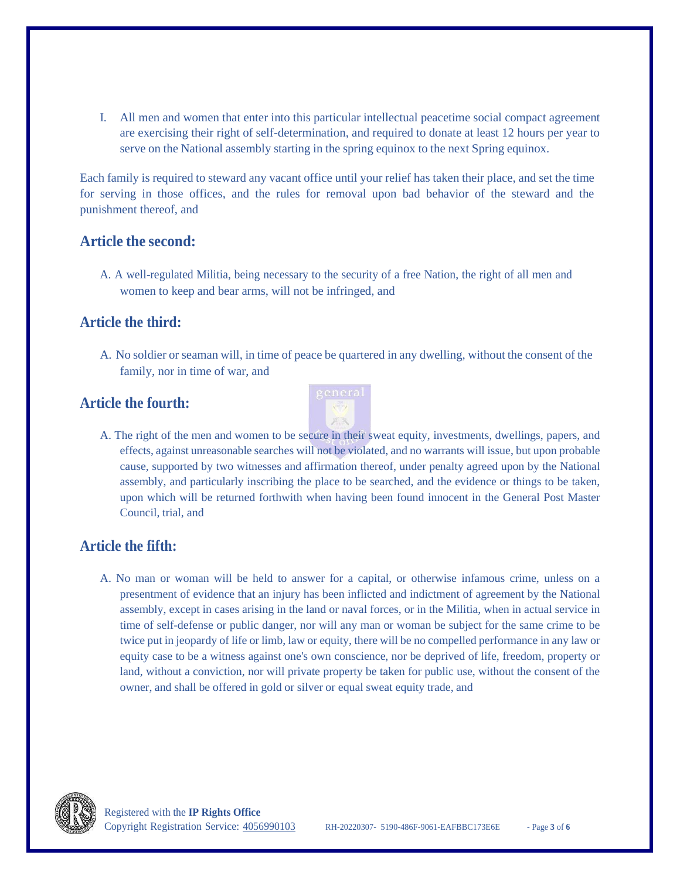I. All men and women that enter into this particular intellectual peacetime social compact agreement are exercising their right of self-determination, and required to donate at least 12 hours per year to serve on the National assembly starting in the spring equinox to the next Spring equinox.

Each family is required to steward any vacant office until your relief has taken their place, and set the time for serving in those offices, and the rules for removal upon bad behavior of the steward and the punishment thereof, and

## Article the second:

A. A well-regulated Militia, being necessary to the security of a free Nation, the right of all men and women to keep and bear arms, will not be infringed, and

## Article the third:

A. No soldier or seaman will, in time of peace be quartered in any dwelling, without the consent of the family, nor in time of war, and

## Article the fourth:

A. The right of the men and women to be secure in their sweat equity, investments, dwellings, papers, and effects, against unreasonable searches will not be violated, and no warrants will issue, but upon probable cause, supported by two witnesses and affirmation thereof, under penalty agreed upon by the National assembly, and particularly inscribing the place to be searched, and the evidence or things to be taken, upon which will be returned forthwith when having been found innocent in the General Post Master Council, trial, and

## Article the fifth:

A. No man or woman will be held to answer for a capital, or otherwise infamous crime, unless on a presentment of evidence that an injury has been inflicted and indictment of agreement by the National assembly, except in cases arising in the land or naval forces, or in the Militia, when in actual service in time of self-defense or public danger, nor will any man or woman be subject for the same crime to be twice put in jeopardy of life or limb, law or equity, there will be no compelled performance in any law or equity case to be a witness against one's own conscience, nor be deprived of life, freedom, property or land, without a conviction, nor will private property be taken for public use, without the consent of the owner, and shall be offered in gold or silver or equal sweat equity trade, and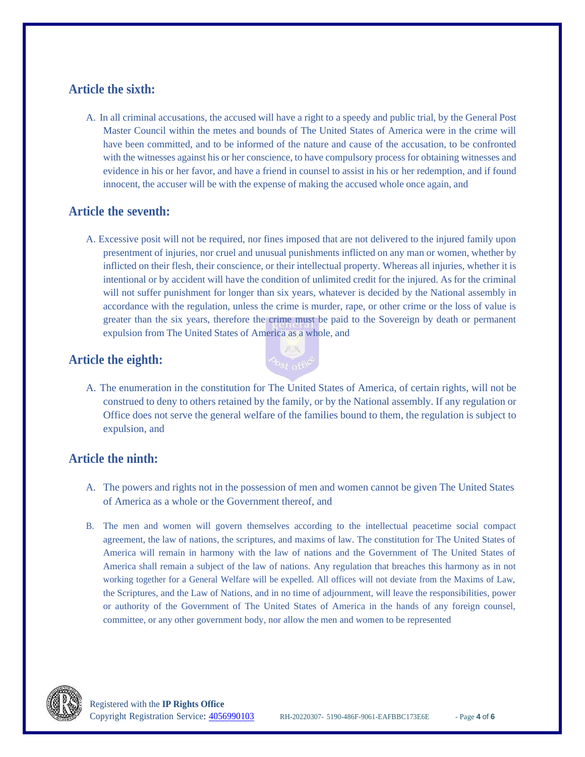## Article the sixth:

A. In all criminal accusations, the accused will have a right to a speedy and public trial, by the General Post Master Council within the metes and bounds of The United States of America were in the crime will have been committed, and to be informed of the nature and cause of the accusation, to be confronted with the witnesses against his or her conscience, to have compulsory process for obtaining witnesses and evidence in his or her favor, and have a friend in counsel to assist in his or her redemption, and if found innocent, the accuser will be with the expense of making the accused whole once again, and

## Article the seventh:

A. Excessive posit will not be required, nor fines imposed that are not delivered to the injured family upon presentment of injuries, nor cruel and unusual punishments inflicted on any man or women, whether by inflicted on their flesh, their conscience, or their intellectual property. Whereas all injuries, whether it is intentional or by accident will have the condition of unlimited credit for the injured. As for the criminal will not suffer punishment for longer than six years, whatever is decided by the National assembly in accordance with the regulation, unless the crime is murder, rape, or other crime or the loss of value is greater than the six years, therefore the crime must be paid to the Sovereign by death or permanent expulsion from The United States of America as a whole, and

## Article the eighth:

A. The enumeration in the constitution for The United States of America, of certain rights, will not be construed to deny to others retained by the family, or by the National assembly. If any regulation or Office does not serve the general welfare of the families bound to them, the regulation is subject to expulsion, and

## Article the ninth:

A. The powers and rights not in the possession of men and women cannot be given The United States of America as a whole or the Government thereof, and

B. The men and women will govern themselves according to the intellectual peacetime social compact agreement, the law of nations, the scriptures, and maxims of law. The constitution for The United States of America will remain in harmony with the law of nations and the Government of The United States of America shall remain a subject of the law of nations. Any regulation that breaches this harmony as in not working together for a General Welfare will be expelled. All offices will not deviate from the Maxims of Law, the Scriptures, and the Law of Nations, and in no time of adjournment, will leave the responsibilities, power or authority of the Government of The United States of America in the hands of any foreign counsel, committee, or any other government body, nor allow the men and women to be represented

Registered with the **IP Rights Office**
Copyright Registration Service: 4056990103 RH-20220307- 5190-486F-9061-EAFBBC173E6E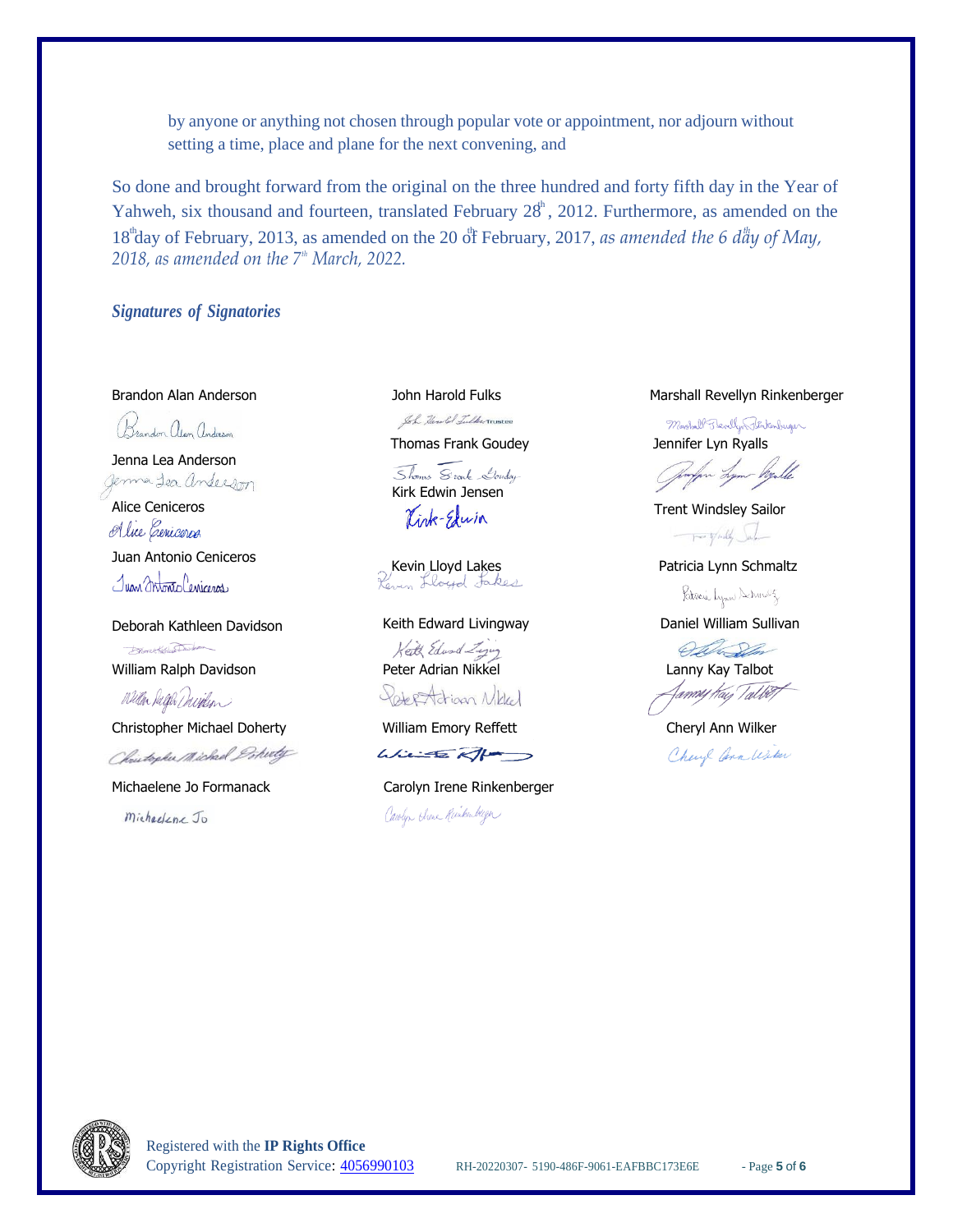by anyone or anything not chosen through popular vote or appointment, nor adjourn without setting a time, place and plane for the next convening, and

So done and brought forward from the original on the three hundred and forty fifth day in the Year of Yahweh, six thousand and fourteen, translated February 28th, 2012. Furthermore, as amended on the 18th day of February, 2013, as amended on the 20th of February, 2017, *as amended the 6th day of May, 2018, as amended on the 7th March, 2022.*

***Signatures of Signatories***

Brandon Alan Anderson

Jenna Lea Anderson

Alice Ceniceros

Juan Antonio Ceniceros

Deborah Kathleen Davidson

William Ralph Davidson

Christopher Michael Doherty

Michaelene Jo Formanack

John Harold Fulks

Thomas Frank Goudey

Kirk Edwin Jensen

Kevin Lloyd Lakes

Keith Edward Livingway

Peter Adrian Nikkel

William Emory Reffett

Carolyn Irene Rinkenberger

Marshall Revellyn Rinkenberger

Jennifer Lyn Ryalls

Trent Windsley Sailor

Patricia Lynn Schmaltz

Daniel William Sullivan

Lanny Kay Talbot

Cheryl Ann Wilker

Registered with the **IP Rights Office**
Copyright Registration Service: 4056990103 RH-20220307- 5190-486F-9061-EAFBBC173E6E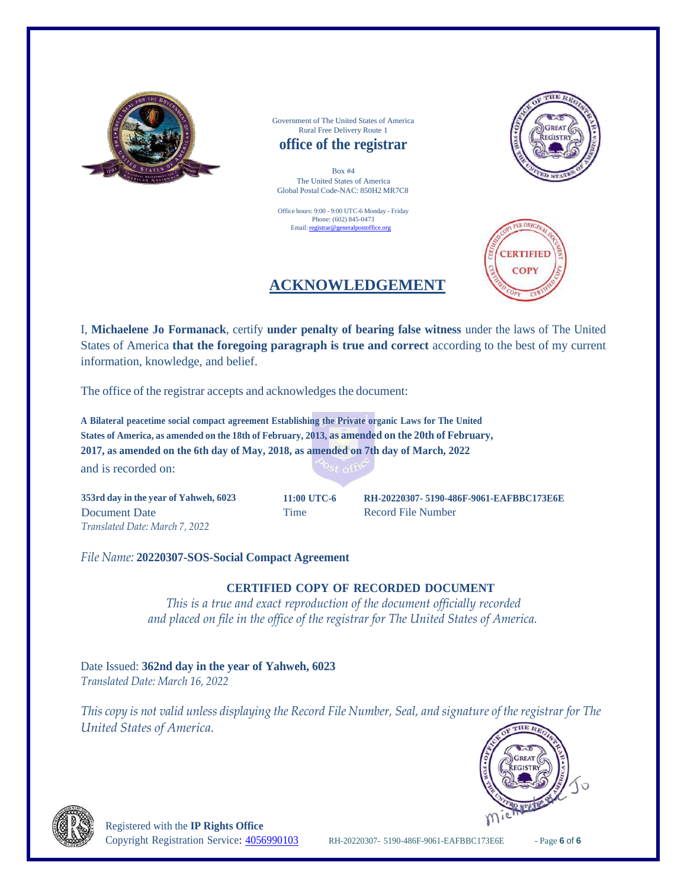Government of The United States of America
Rural Free Delivery Route 1

**office of the registrar**

Box #4
The United States of America
Global Postal Code-NAC: 850H2 MR7C8

Office hours: 9:00 - 9:00 UTC-6 Monday - Friday
Phone: (602) 845-0473
Email: registrar@generalpostoffice.org

# ACKNOWLEDGEMENT

I, **Michaelene Jo Formanack**, certify **under penalty of bearing false witness** under the laws of The United States of America **that the foregoing paragraph is true and correct** according to the best of my current information, knowledge, and belief.

The office of the registrar accepts and acknowledges the document:

**A Bilateral peacetime social compact agreement Establishing the Private organic Laws for The United States of America, as amended on the 18th of February, 2013, as amended on the 20th of February, 2017, as amended on the 6th day of May, 2018, as amended on 7th day of March, 2022**

and is recorded on:

| | | |
|---|---|---|
| **353rd day in the year of Yahweh, 6023** | **11:00 UTC-6** | **RH-20220307- 5190-486F-9061-EAFBBC173E6E** |
| Document Date | Time | Record File Number |
| *Translated Date: March 7, 2022* | | |

*File Name:* **20220307-SOS-Social Compact Agreement**

**CERTIFIED COPY OF RECORDED DOCUMENT**

*This is a true and exact reproduction of the document officially recorded and placed on file in the office of the registrar for The United States of America.*

Date Issued: **362nd day in the year of Yahweh, 6023**
*Translated Date: March 16, 2022*

*This copy is not valid unless displaying the Record File Number, Seal, and signature of the registrar for The United States of America.*

Registered with the **IP Rights Office**
Copyright Registration Service: 4056990103